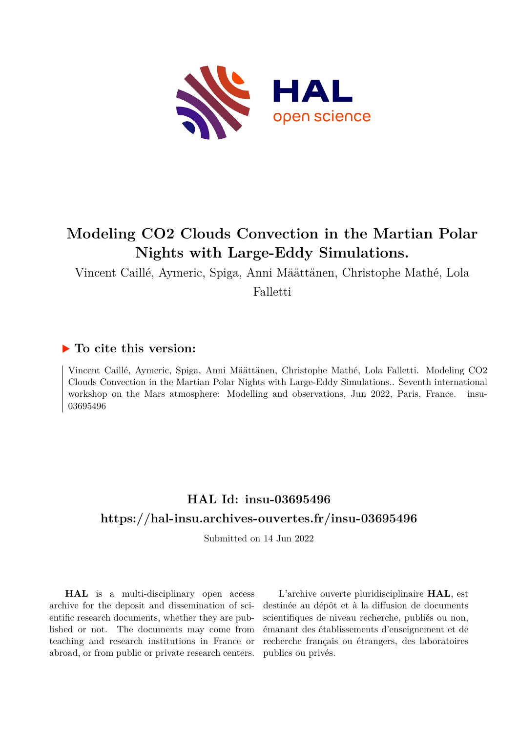# Modeling CO2 Clouds Convection in the Martian Polar Nights with Large-Eddy Simulations.

Vincent Caillé, Aymeric, Spiga, Anni Määttänen, Christophe Mathé, Lola Falletti

## ▶ To cite this version:

Vincent Caillé, Aymeric, Spiga, Anni Määttänen, Christophe Mathé, Lola Falletti. Modeling CO2 Clouds Convection in the Martian Polar Nights with Large-Eddy Simulations.. Seventh international workshop on the Mars atmosphere: Modelling and observations, Jun 2022, Paris, France. insu-03695496

## HAL Id: insu-03695496

## https://hal-insu.archives-ouvertes.fr/insu-03695496

Submitted on 14 Jun 2022

**HAL** is a multi-disciplinary open access archive for the deposit and dissemination of scientific research documents, whether they are published or not. The documents may come from teaching and research institutions in France or abroad, or from public or private research centers.

L'archive ouverte pluridisciplinaire **HAL**, est destinée au dépôt et à la diffusion de documents scientifiques de niveau recherche, publiés ou non, émanant des établissements d'enseignement et de recherche français ou étrangers, des laboratoires publics ou privés.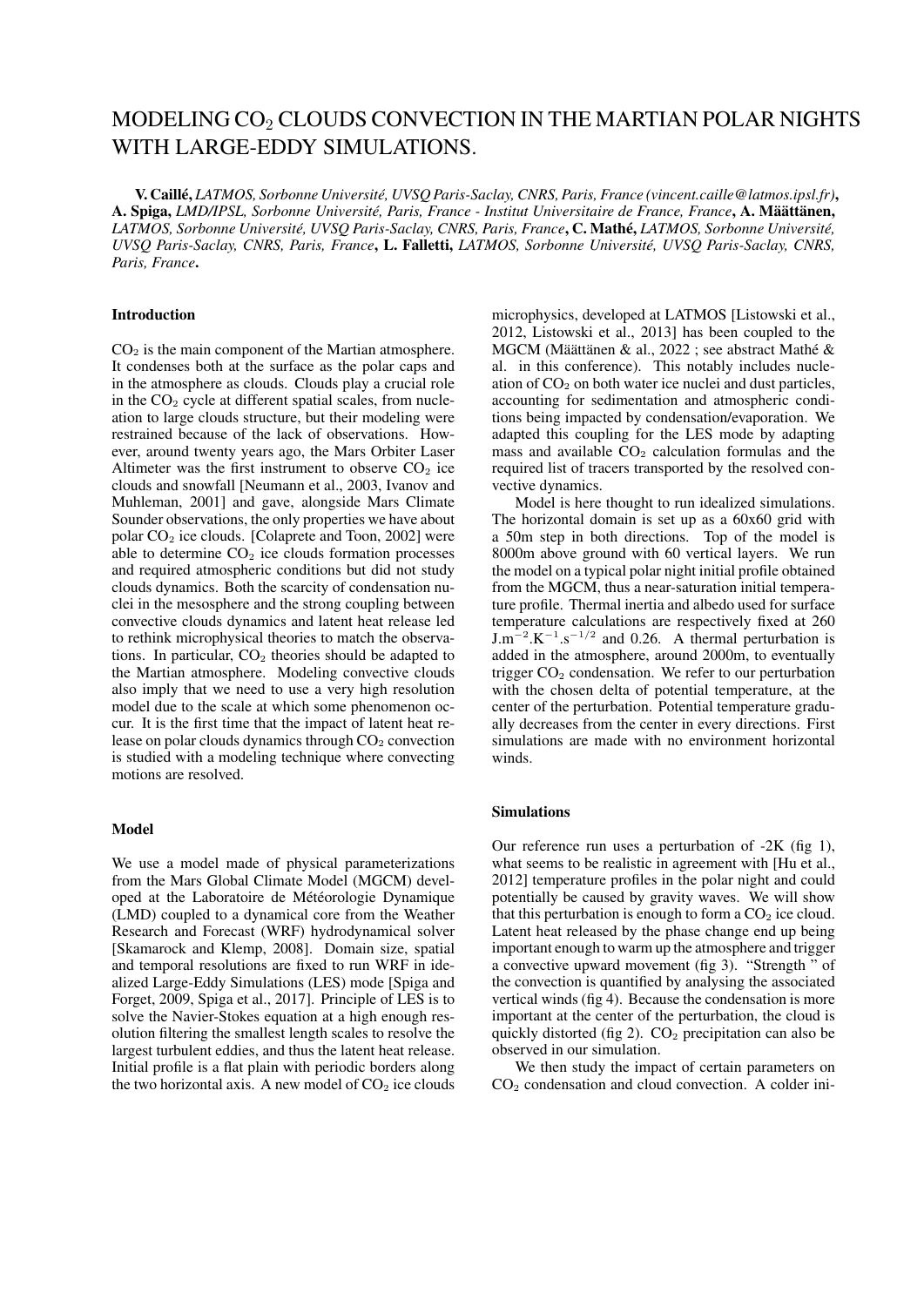# MODELING $CO_2$ CLOUDS CONVECTION IN THE MARTIAN POLAR NIGHTS WITH LARGE-EDDY SIMULATIONS.

**V. Caillé,** *LATMOS, Sorbonne Université, UVSQ Paris-Saclay, CNRS, Paris, France (vincent.caille@latmos.ipsl.fr)*, **A. Spiga,** *LMD/IPSL, Sorbonne Université, Paris, France - Institut Universitaire de France, France*, **A. Määttänen,** *LATMOS, Sorbonne Université, UVSQ Paris-Saclay, CNRS, Paris, France*, **C. Mathé,** *LATMOS, Sorbonne Université, UVSQ Paris-Saclay, CNRS, Paris, France*, **L. Falletti,** *LATMOS, Sorbonne Université, UVSQ Paris-Saclay, CNRS, Paris, France*.

## Introduction

$CO_2$ is the main component of the Martian atmosphere. It condenses both at the surface as the polar caps and in the atmosphere as clouds. Clouds play a crucial role in the $CO_2$ cycle at different spatial scales, from nucleation to large clouds structure, but their modeling were restrained because of the lack of observations. However, around twenty years ago, the Mars Orbiter Laser Altimeter was the first instrument to observe $CO_2$ ice clouds and snowfall [Neumann et al., 2003, Ivanov and Muhleman, 2001] and gave, alongside Mars Climate Sounder observations, the only properties we have about polar $CO_2$ ice clouds. [Colaprete and Toon, 2002] were able to determine $CO_2$ ice clouds formation processes and required atmospheric conditions but did not study clouds dynamics. Both the scarcity of condensation nuclei in the mesosphere and the strong coupling between convective clouds dynamics and latent heat release led to rethink microphysical theories to match the observations. In particular, $CO_2$ theories should be adapted to the Martian atmosphere. Modeling convective clouds also imply that we need to use a very high resolution model due to the scale at which some phenomenon occur. It is the first time that the impact of latent heat release on polar clouds dynamics through $CO_2$ convection is studied with a modeling technique where convecting motions are resolved.

## Model

We use a model made of physical parameterizations from the Mars Global Climate Model (MGCM) developed at the Laboratoire de Météorologie Dynamique (LMD) coupled to a dynamical core from the Weather Research and Forecast (WRF) hydrodynamical solver [Skamarock and Klemp, 2008]. Domain size, spatial and temporal resolutions are fixed to run WRF in idealized Large-Eddy Simulations (LES) mode [Spiga and Forget, 2009, Spiga et al., 2017]. Principle of LES is to solve the Navier-Stokes equation at a high enough resolution filtering the smallest length scales to resolve the largest turbulent eddies, and thus the latent heat release. Initial profile is a flat plain with periodic borders along the two horizontal axis. A new model of $CO_2$ ice clouds microphysics, developed at LATMOS [Listowski et al., 2012, Listowski et al., 2013] has been coupled to the MGCM (Määttänen & al., 2022 ; see abstract Mathé & al. in this conference). This notably includes nucleation of $CO_2$ on both water ice nuclei and dust particles, accounting for sedimentation and atmospheric conditions being impacted by condensation/evaporation. We adapted this coupling for the LES mode by adapting mass and available $CO_2$ calculation formulas and the required list of tracers transported by the resolved convective dynamics.

Model is here thought to run idealized simulations. The horizontal domain is set up as a 60x60 grid with a 50m step in both directions. Top of the model is 8000m above ground with 60 vertical layers. We run the model on a typical polar night initial profile obtained from the MGCM, thus a near-saturation initial temperature profile. Thermal inertia and albedo used for surface temperature calculations are respectively fixed at 260 $J.m^{-2}.K^{-1}.s^{-1/2}$ and 0.26. A thermal perturbation is added in the atmosphere, around 2000m, to eventually trigger $CO_2$ condensation. We refer to our perturbation with the chosen delta of potential temperature, at the center of the perturbation. Potential temperature gradually decreases from the center in every directions. First simulations are made with no environment horizontal winds.

## Simulations

Our reference run uses a perturbation of -2K (fig 1), what seems to be realistic in agreement with [Hu et al., 2012] temperature profiles in the polar night and could potentially be caused by gravity waves. We will show that this perturbation is enough to form a $CO_2$ ice cloud. Latent heat released by the phase change end up being important enough to warm up the atmosphere and trigger a convective upward movement (fig 3). "Strength " of the convection is quantified by analysing the associated vertical winds (fig 4). Because the condensation is more important at the center of the perturbation, the cloud is quickly distorted (fig 2). $CO_2$ precipitation can also be observed in our simulation.

We then study the impact of certain parameters on $CO_2$ condensation and cloud convection. A colder ini-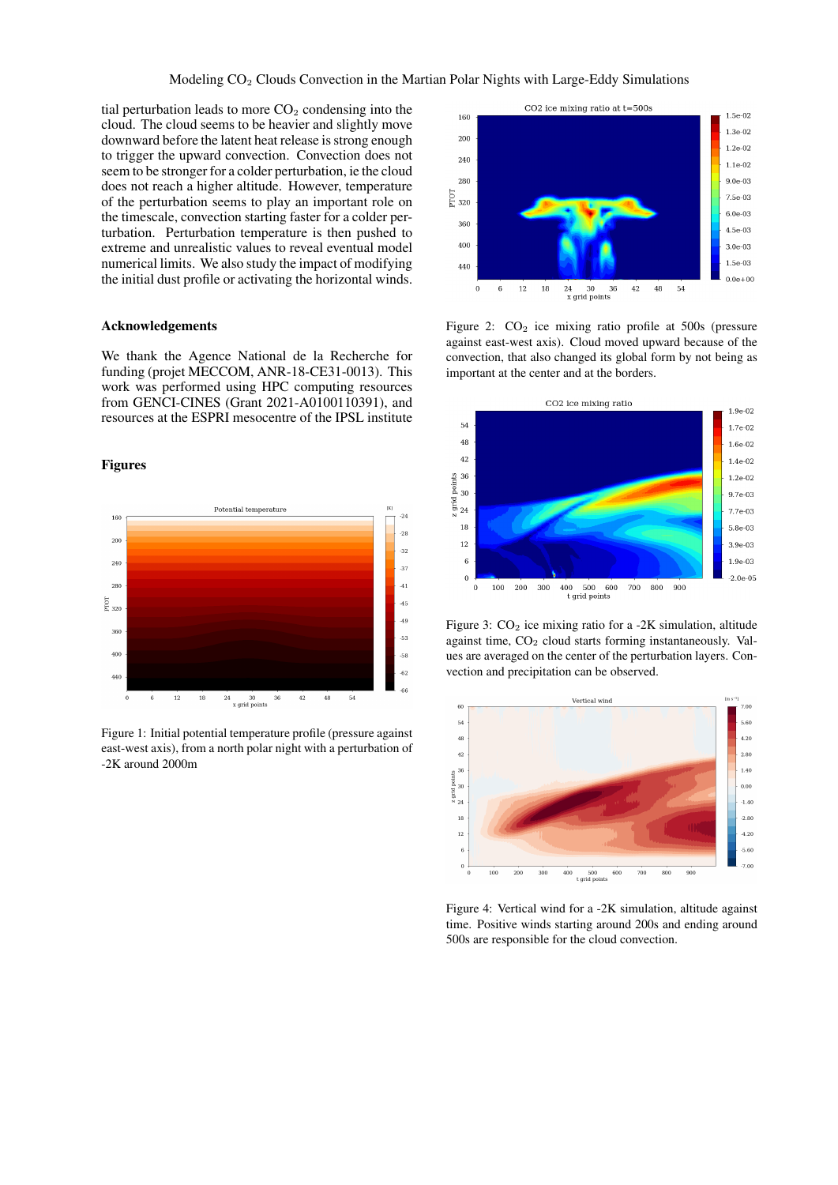tial perturbation leads to more $CO_2$ condensing into the cloud. The cloud seems to be heavier and slightly move downward before the latent heat release is strong enough to trigger the upward convection. Convection does not seem to be stronger for a colder perturbation, ie the cloud does not reach a higher altitude. However, temperature of the perturbation seems to play an important role on the timescale, convection starting faster for a colder perturbation. Perturbation temperature is then pushed to extreme and unrealistic values to reveal eventual model numerical limits. We also study the impact of modifying the initial dust profile or activating the horizontal winds.

## Acknowledgements

We thank the Agence National de la Recherche for funding (projet MECCOM, ANR-18-CE31-0013). This work was performed using HPC computing resources from GENCI-CINES (Grant 2021-A0100110391), and resources at the ESPRI mesocentre of the IPSL institute

## Figures

Figure 1: Initial potential temperature profile (pressure against east-west axis), from a north polar night with a perturbation of -2K around 2000m

Figure 2: $CO_2$ ice mixing ratio profile at 500s (pressure against east-west axis). Cloud moved upward because of the convection, that also changed its global form by not being as important at the center and at the borders.

Figure 3: $CO_2$ ice mixing ratio for a -2K simulation, altitude against time, $CO_2$ cloud starts forming instantaneously. Values are averaged on the center of the perturbation layers. Convection and precipitation can be observed.

Figure 4: Vertical wind for a -2K simulation, altitude against time. Positive winds starting around 200s and ending around 500s are responsible for the cloud convection.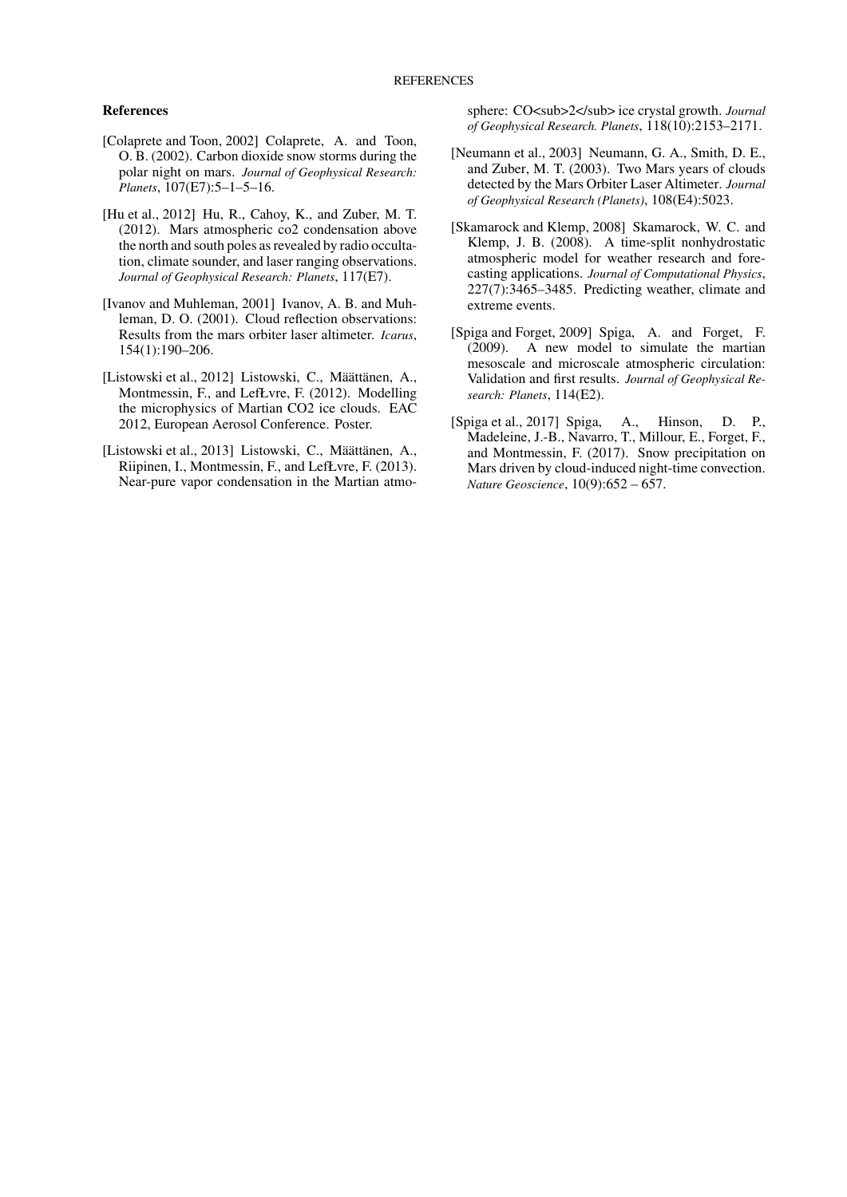## References

[Colaprete and Toon, 2002] Colaprete, A. and Toon, O. B. (2002). Carbon dioxide snow storms during the polar night on mars. *Journal of Geophysical Research: Planets*, 107(E7):5–1–5–16.

[Hu et al., 2012] Hu, R., Cahoy, K., and Zuber, M. T. (2012). Mars atmospheric co2 condensation above the north and south poles as revealed by radio occultation, climate sounder, and laser ranging observations. *Journal of Geophysical Research: Planets*, 117(E7).

[Ivanov and Muhleman, 2001] Ivanov, A. B. and Muhleman, D. O. (2001). Cloud reflection observations: Results from the mars orbiter laser altimeter. *Icarus*, 154(1):190–206.

[Listowski et al., 2012] Listowski, C., Määttänen, A., Montmessin, F., and LefŁvre, F. (2012). Modelling the microphysics of Martian CO2 ice clouds. EAC 2012, European Aerosol Conference. Poster.

[Listowski et al., 2013] Listowski, C., Määttänen, A., Riipinen, I., Montmessin, F., and LefŁvre, F. (2013). Near-pure vapor condensation in the Martian atmosphere: CO&lt;sub&gt;2&lt;/sub&gt; ice crystal growth. *Journal of Geophysical Research. Planets*, 118(10):2153–2171.

[Neumann et al., 2003] Neumann, G. A., Smith, D. E., and Zuber, M. T. (2003). Two Mars years of clouds detected by the Mars Orbiter Laser Altimeter. *Journal of Geophysical Research (Planets)*, 108(E4):5023.

[Skamarock and Klemp, 2008] Skamarock, W. C. and Klemp, J. B. (2008). A time-split nonhydrostatic atmospheric model for weather research and forecasting applications. *Journal of Computational Physics*, 227(7):3465–3485. Predicting weather, climate and extreme events.

[Spiga and Forget, 2009] Spiga, A. and Forget, F. (2009). A new model to simulate the martian mesoscale and microscale atmospheric circulation: Validation and first results. *Journal of Geophysical Research: Planets*, 114(E2).

[Spiga et al., 2017] Spiga, A., Hinson, D. P., Madeleine, J.-B., Navarro, T., Millour, E., Forget, F., and Montmessin, F. (2017). Snow precipitation on Mars driven by cloud-induced night-time convection. *Nature Geoscience*, 10(9):652 – 657.